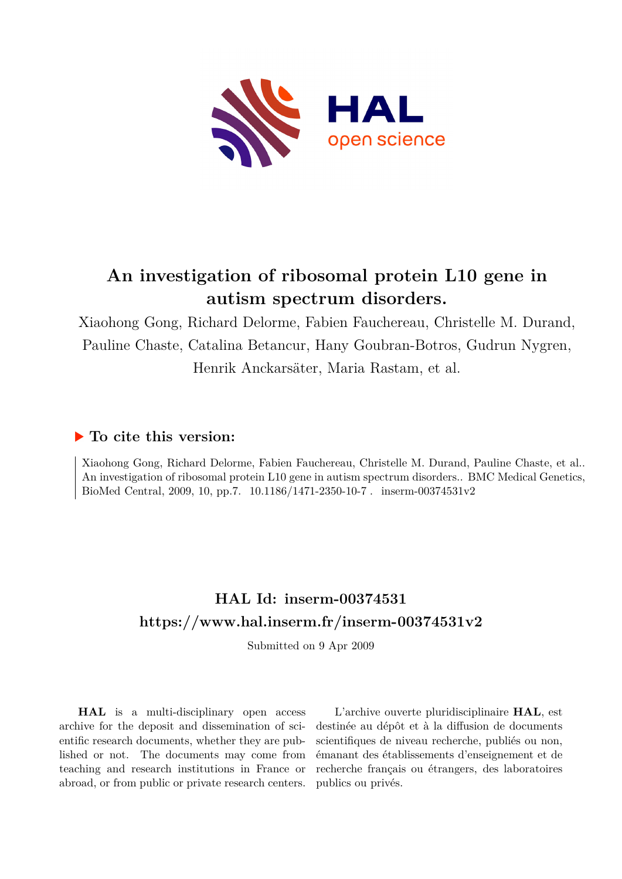# An investigation of ribosomal protein L10 gene in autism spectrum disorders.

Xiaohong Gong, Richard Delorme, Fabien Fauchereau, Christelle M. Durand, Pauline Chaste, Catalina Betancur, Hany Goubran-Botros, Gudrun Nygren, Henrik Anckarsäter, Maria Rastam, et al.

## ▶ To cite this version:

Xiaohong Gong, Richard Delorme, Fabien Fauchereau, Christelle M. Durand, Pauline Chaste, et al.. An investigation of ribosomal protein L10 gene in autism spectrum disorders.. BMC Medical Genetics, BioMed Central, 2009, 10, pp.7. 10.1186/1471-2350-10-7 . inserm-00374531v2

## HAL Id: inserm-00374531
## https://www.hal.inserm.fr/inserm-00374531v2

Submitted on 9 Apr 2009

**HAL** is a multi-disciplinary open access archive for the deposit and dissemination of scientific research documents, whether they are published or not. The documents may come from teaching and research institutions in France or abroad, or from public or private research centers.

L'archive ouverte pluridisciplinaire **HAL**, est destinée au dépôt et à la diffusion de documents scientifiques de niveau recherche, publiés ou non, émanant des établissements d'enseignement et de recherche français ou étrangers, des laboratoires publics ou privés.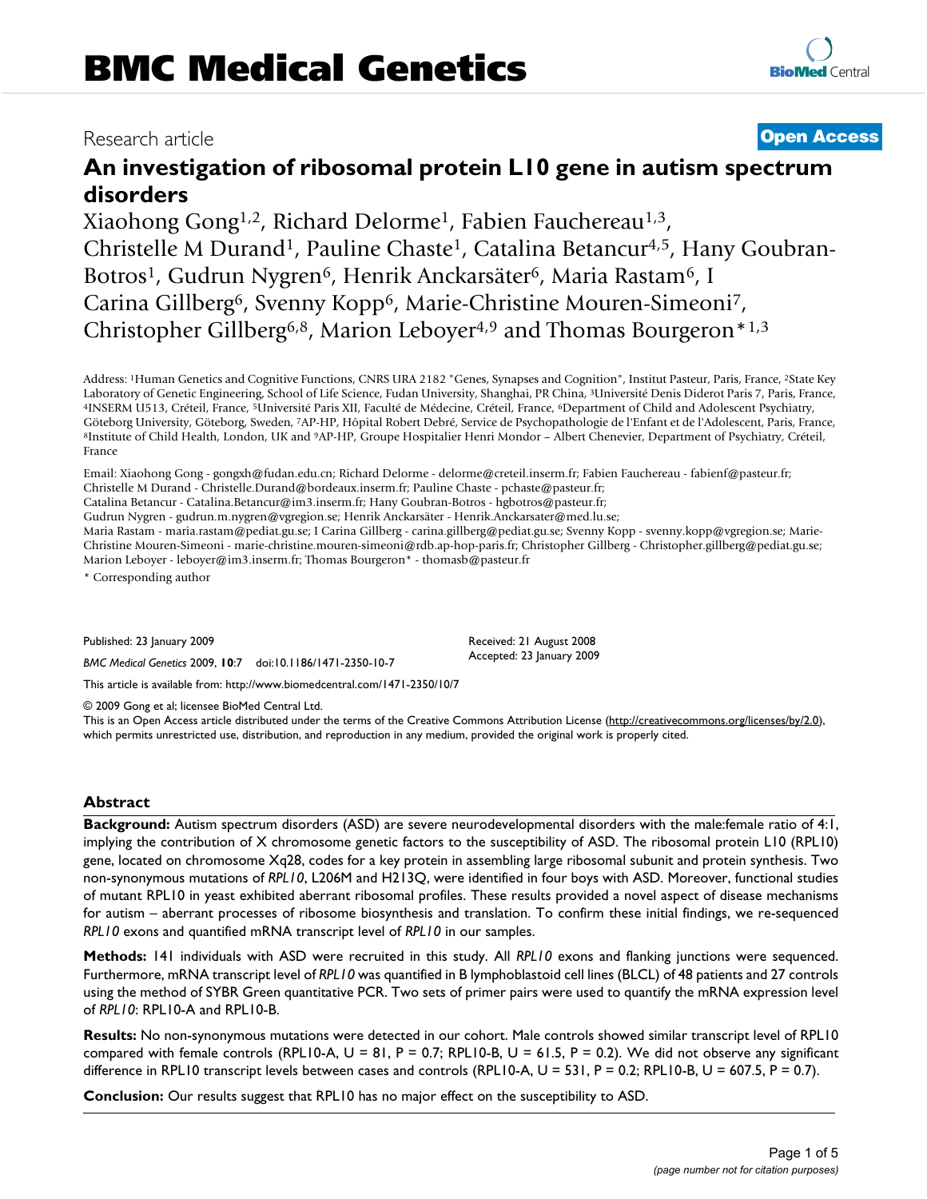# BMC Medical Genetics

Research article

**Open Access**

# An investigation of ribosomal protein L10 gene in autism spectrum disorders

Xiaohong Gong[1,2], Richard Delorme[1], Fabien Fauchereau[1,3], Christelle M Durand[1], Pauline Chaste[1], Catalina Betancur[4,5], Hany Goubran-Botros[1], Gudrun Nygren[6], Henrik Anckarsäter[6], Maria Rastam[6], I Carina Gillberg[6], Svenny Kopp[6], Marie-Christine Mouren-Simeoni[7], Christopher Gillberg[6,8], Marion Leboyer[4,9] and Thomas Bourgeron*[1,3]

Address: [1]Human Genetics and Cognitive Functions, CNRS URA 2182 "Genes, Synapses and Cognition", Institut Pasteur, Paris, France, [2]State Key Laboratory of Genetic Engineering, School of Life Science, Fudan University, Shanghai, PR China, [3]Université Denis Diderot Paris 7, Paris, France, [4]INSERM U513, Créteil, France, [5]Université Paris XII, Faculté de Médecine, Créteil, France, [6]Department of Child and Adolescent Psychiatry, Göteborg University, Göteborg, Sweden, [7]AP-HP, Hôpital Robert Debré, Service de Psychopathologie de l'Enfant et de l'Adolescent, Paris, France, [8]Institute of Child Health, London, UK and [9]AP-HP, Groupe Hospitalier Henri Mondor – Albert Chenevier, Department of Psychiatry, Créteil, France

Email: Xiaohong Gong - gongxh@fudan.edu.cn; Richard Delorme - delorme@creteil.inserm.fr; Fabien Fauchereau - fabienf@pasteur.fr; Christelle M Durand - Christelle.Durand@bordeaux.inserm.fr; Pauline Chaste - pchaste@pasteur.fr; Catalina Betancur - Catalina.Betancur@im3.inserm.fr; Hany Goubran-Botros - hgbotros@pasteur.fr; Gudrun Nygren - gudrun.m.nygren@vgregion.se; Henrik Anckarsäter - Henrik.Anckarsater@med.lu.se; Maria Rastam - maria.rastam@pediat.gu.se; I Carina Gillberg - carina.gillberg@pediat.gu.se; Svenny Kopp - svenny.kopp@vgregion.se; Marie-Christine Mouren-Simeoni - marie-christine.mouren-simeoni@rdb.ap-hop-paris.fr; Christopher Gillberg - Christopher.gillberg@pediat.gu.se; Marion Leboyer - leboyer@im3.inserm.fr; Thomas Bourgeron* - thomasb@pasteur.fr

\* Corresponding author

Published: 23 January 2009

*BMC Medical Genetics* 2009, **10**:7 doi:10.1186/1471-2350-10-7

Received: 21 August 2008
Accepted: 23 January 2009

This article is available from: http://www.biomedcentral.com/1471-2350/10/7

© 2009 Gong et al; licensee BioMed Central Ltd.
This is an Open Access article distributed under the terms of the Creative Commons Attribution License (http://creativecommons.org/licenses/by/2.0), which permits unrestricted use, distribution, and reproduction in any medium, provided the original work is properly cited.

## Abstract

**Background:** Autism spectrum disorders (ASD) are severe neurodevelopmental disorders with the male:female ratio of 4:1, implying the contribution of X chromosome genetic factors to the susceptibility of ASD. The ribosomal protein L10 (RPL10) gene, located on chromosome Xq28, codes for a key protein in assembling large ribosomal subunit and protein synthesis. Two non-synonymous mutations of *RPL10*, L206M and H213Q, were identified in four boys with ASD. Moreover, functional studies of mutant RPL10 in yeast exhibited aberrant ribosomal profiles. These results provided a novel aspect of disease mechanisms for autism – aberrant processes of ribosome biosynthesis and translation. To confirm these initial findings, we re-sequenced *RPL10* exons and quantified mRNA transcript level of *RPL10* in our samples.

**Methods:** 141 individuals with ASD were recruited in this study. All *RPL10* exons and flanking junctions were sequenced. Furthermore, mRNA transcript level of *RPL10* was quantified in B lymphoblastoid cell lines (BLCL) of 48 patients and 27 controls using the method of SYBR Green quantitative PCR. Two sets of primer pairs were used to quantify the mRNA expression level of *RPL10*: RPL10-A and RPL10-B.

**Results:** No non-synonymous mutations were detected in our cohort. Male controls showed similar transcript level of RPL10 compared with female controls (RPL10-A, U = 81, P = 0.7; RPL10-B, U = 61.5, P = 0.2). We did not observe any significant difference in RPL10 transcript levels between cases and controls (RPL10-A, U = 531, P = 0.2; RPL10-B, U = 607.5, P = 0.7).

**Conclusion:** Our results suggest that RPL10 has no major effect on the susceptibility to ASD.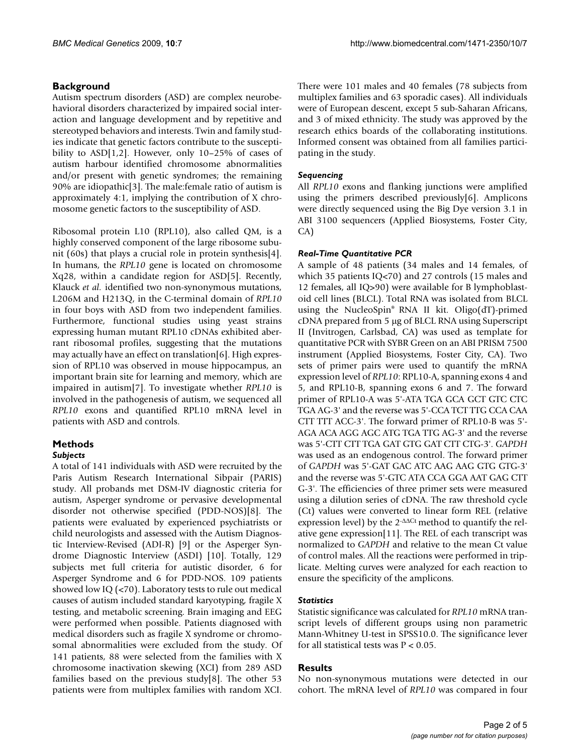## Background

Autism spectrum disorders (ASD) are complex neurobehavioral disorders characterized by impaired social interaction and language development and by repetitive and stereotyped behaviors and interests. Twin and family studies indicate that genetic factors contribute to the susceptibility to ASD[1,2]. However, only 10–25% of cases of autism harbour identified chromosome abnormalities and/or present with genetic syndromes; the remaining 90% are idiopathic[3]. The male:female ratio of autism is approximately 4:1, implying the contribution of X chromosome genetic factors to the susceptibility of ASD.

Ribosomal protein L10 (RPL10), also called QM, is a highly conserved component of the large ribosome subunit (60s) that plays a crucial role in protein synthesis[4]. In humans, the *RPL10* gene is located on chromosome Xq28, within a candidate region for ASD[5]. Recently, Klauck *et al.* identified two non-synonymous mutations, L206M and H213Q, in the C-terminal domain of *RPL10* in four boys with ASD from two independent families. Furthermore, functional studies using yeast strains expressing human mutant RPL10 cDNAs exhibited aberrant ribosomal profiles, suggesting that the mutations may actually have an effect on translation[6]. High expression of RPL10 was observed in mouse hippocampus, an important brain site for learning and memory, which are impaired in autism[7]. To investigate whether *RPL10* is involved in the pathogenesis of autism, we sequenced all *RPL10* exons and quantified RPL10 mRNA level in patients with ASD and controls.

## Methods

### Subjects

A total of 141 individuals with ASD were recruited by the Paris Autism Research International Sibpair (PARIS) study. All probands met DSM-IV diagnostic criteria for autism, Asperger syndrome or pervasive developmental disorder not otherwise specified (PDD-NOS)[8]. The patients were evaluated by experienced psychiatrists or child neurologists and assessed with the Autism Diagnostic Interview-Revised (ADI-R) [9] or the Asperger Syndrome Diagnostic Interview (ASDI) [10]. Totally, 129 subjects met full criteria for autistic disorder, 6 for Asperger Syndrome and 6 for PDD-NOS. 109 patients showed low IQ (<70). Laboratory tests to rule out medical causes of autism included standard karyotyping, fragile X testing, and metabolic screening. Brain imaging and EEG were performed when possible. Patients diagnosed with medical disorders such as fragile X syndrome or chromosomal abnormalities were excluded from the study. Of 141 patients, 88 were selected from the families with X chromosome inactivation skewing (XCI) from 289 ASD families based on the previous study[8]. The other 53 patients were from multiplex families with random XCI. There were 101 males and 40 females (78 subjects from multiplex families and 63 sporadic cases). All individuals were of European descent, except 5 sub-Saharan Africans, and 3 of mixed ethnicity. The study was approved by the research ethics boards of the collaborating institutions. Informed consent was obtained from all families participating in the study.

### Sequencing

All *RPL10* exons and flanking junctions were amplified using the primers described previously[6]. Amplicons were directly sequenced using the Big Dye version 3.1 in ABI 3100 sequencers (Applied Biosystems, Foster City, CA)

### Real-Time Quantitative PCR

A sample of 48 patients (34 males and 14 females, of which 35 patients IQ<70) and 27 controls (15 males and 12 females, all IQ>90) were available for B lymphoblastoid cell lines (BLCL). Total RNA was isolated from BLCL using the NucleoSpin® RNA II kit. Oligo(dT)-primed cDNA prepared from 5 μg of BLCL RNA using Superscript II (Invitrogen, Carlsbad, CA) was used as template for quantitative PCR with SYBR Green on an ABI PRISM 7500 instrument (Applied Biosystems, Foster City, CA). Two sets of primer pairs were used to quantify the mRNA expression level of *RPL10*: RPL10-A, spanning exons 4 and 5, and RPL10-B, spanning exons 6 and 7. The forward primer of RPL10-A was 5'-ATA TGA GCA GCT GTC CTC TGA AG-3' and the reverse was 5'-CCA TCT TTG CCA CAA CTT TTT ACC-3'. The forward primer of RPL10-B was 5'-AGA ACA AGG AGC ATG TGA TTG AG-3' and the reverse was 5'-CTT CTT TGA GAT GTG GAT CTT CTG-3'. *GAPDH* was used as an endogenous control. The forward primer of *GAPDH* was 5'-GAT GAC ATC AAG AAG GTG GTG-3' and the reverse was 5'-GTC ATA CCA GGA AAT GAG CTT G-3'. The efficiencies of three primer sets were measured using a dilution series of cDNA. The raw threshold cycle (Ct) values were converted to linear form REL (relative expression level) by the $2^{-\Delta\Delta Ct}$ method to quantify the relative gene expression[11]. The REL of each transcript was normalized to *GAPDH* and relative to the mean Ct value of control males. All the reactions were performed in triplicate. Melting curves were analyzed for each reaction to ensure the specificity of the amplicons.

### Statistics

Statistic significance was calculated for *RPL10* mRNA transcript levels of different groups using non parametric Mann-Whitney U-test in SPSS10.0. The significance lever for all statistical tests was $P < 0.05$.

## Results

No non-synonymous mutations were detected in our cohort. The mRNA level of *RPL10* was compared in four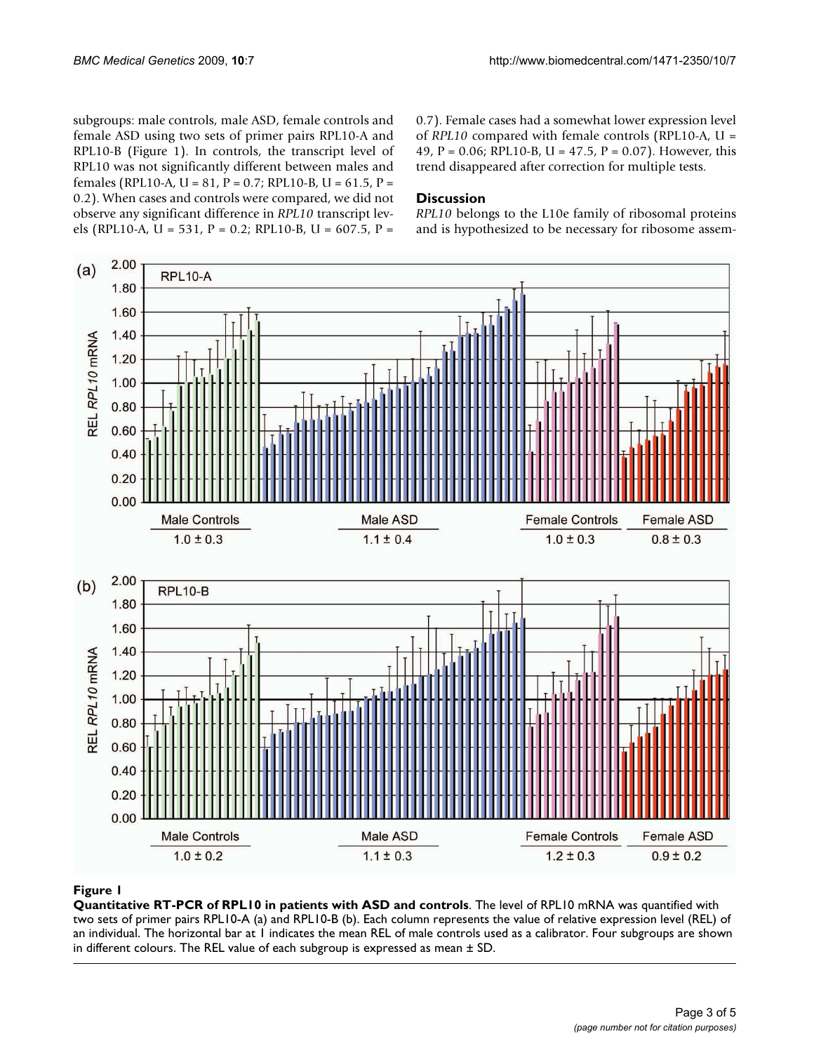subgroups: male controls, male ASD, female controls and female ASD using two sets of primer pairs RPL10-A and RPL10-B (Figure 1). In controls, the transcript level of RPL10 was not significantly different between males and females (RPL10-A, $U = 81$, $P = 0.7$; RPL10-B, $U = 61.5$, $P = 0.2$). When cases and controls were compared, we did not observe any significant difference in *RPL10* transcript levels (RPL10-A, $U = 531$, $P = 0.2$; RPL10-B, $U = 607.5$, $P = 0.7$). Female cases had a somewhat lower expression level of *RPL10* compared with female controls (RPL10-A, $U = 49$, $P = 0.06$; RPL10-B, $U = 47.5$, $P = 0.07$). However, this trend disappeared after correction for multiple tests.

## Discussion

*RPL10* belongs to the L10e family of ribosomal proteins and is hypothesized to be necessary for ribosome assem-

**Figure 1**

**Quantitative RT-PCR of RPL10 in patients with ASD and controls**. The level of RPL10 mRNA was quantified with two sets of primer pairs RPL10-A (a) and RPL10-B (b). Each column represents the value of relative expression level (REL) of an individual. The horizontal bar at 1 indicates the mean REL of male controls used as a calibrator. Four subgroups are shown in different colours. The REL value of each subgroup is expressed as mean ± SD.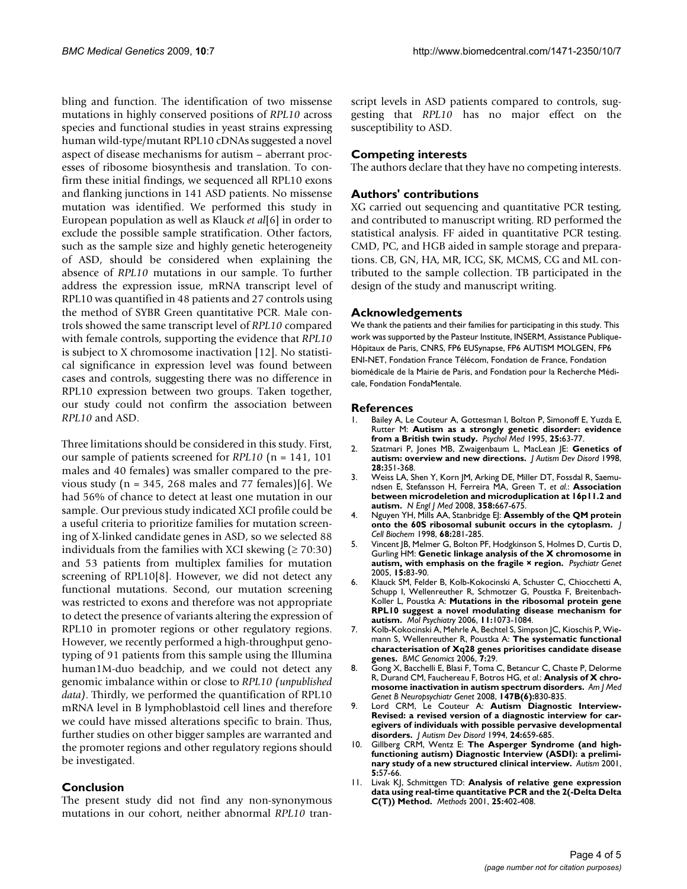bling and function. The identification of two missense mutations in highly conserved positions of *RPL10* across species and functional studies in yeast strains expressing human wild-type/mutant RPL10 cDNAs suggested a novel aspect of disease mechanisms for autism – aberrant processes of ribosome biosynthesis and translation. To confirm these initial findings, we sequenced all RPL10 exons and flanking junctions in 141 ASD patients. No missense mutation was identified. We performed this study in European population as well as Klauck *et al*[6] in order to exclude the possible sample stratification. Other factors, such as the sample size and highly genetic heterogeneity of ASD, should be considered when explaining the absence of *RPL10* mutations in our sample. To further address the expression issue, mRNA transcript level of RPL10 was quantified in 48 patients and 27 controls using the method of SYBR Green quantitative PCR. Male controls showed the same transcript level of *RPL10* compared with female controls, supporting the evidence that *RPL10* is subject to X chromosome inactivation [12]. No statistical significance in expression level was found between cases and controls, suggesting there was no difference in RPL10 expression between two groups. Taken together, our study could not confirm the association between *RPL10* and ASD.

Three limitations should be considered in this study. First, our sample of patients screened for *RPL10* (n = 141, 101 males and 40 females) was smaller compared to the previous study (n = 345, 268 males and 77 females)[6]. We had 56% of chance to detect at least one mutation in our sample. Our previous study indicated XCI profile could be a useful criteria to prioritize families for mutation screening of X-linked candidate genes in ASD, so we selected 88 individuals from the families with XCI skewing (≥ 70:30) and 53 patients from multiplex families for mutation screening of RPL10[8]. However, we did not detect any functional mutations. Second, our mutation screening was restricted to exons and therefore was not appropriate to detect the presence of variants altering the expression of RPL10 in promoter regions or other regulatory regions. However, we recently performed a high-throughput genotyping of 91 patients from this sample using the Illumina human1M-duo beadchip, and we could not detect any genomic imbalance within or close to *RPL10 (unpublished data)*. Thirdly, we performed the quantification of RPL10 mRNA level in B lymphoblastoid cell lines and therefore we could have missed alterations specific to brain. Thus, further studies on other bigger samples are warranted and the promoter regions and other regulatory regions should be investigated.

## Conclusion

The present study did not find any non-synonymous mutations in our cohort, neither abnormal *RPL10* transcript levels in ASD patients compared to controls, suggesting that *RPL10* has no major effect on the susceptibility to ASD.

## Competing interests

The authors declare that they have no competing interests.

## Authors' contributions

XG carried out sequencing and quantitative PCR testing, and contributed to manuscript writing. RD performed the statistical analysis. FF aided in quantitative PCR testing. CMD, PC, and HGB aided in sample storage and preparations. CB, GN, HA, MR, ICG, SK, MCMS, CG and ML contributed to the sample collection. TB participated in the design of the study and manuscript writing.

## Acknowledgements

We thank the patients and their families for participating in this study. This work was supported by the Pasteur Institute, INSERM, Assistance Publique-Hôpitaux de Paris, CNRS, FP6 EUSynapse, FP6 AUTISM MOLGEN, FP6 ENI-NET, Fondation France Télécom, Fondation de France, Fondation biomédicale de la Mairie de Paris, and Fondation pour la Recherche Médicale, Fondation FondaMentale.

## References

1. Bailey A, Le Couteur A, Gottesman I, Bolton P, Simonoff E, Yuzda E, Rutter M: **Autism as a strongly genetic disorder: evidence from a British twin study.** *Psychol Med* 1995, **25:**63-77.
2. Szatmari P, Jones MB, Zwaigenbaum L, MacLean JE: **Genetics of autism: overview and new directions.** *J Autism Dev Disord* 1998, **28:**351-368.
3. Weiss LA, Shen Y, Korn JM, Arking DE, Miller DT, Fossdal R, Saemundsen E, Stefansson H, Ferreira MA, Green T, *et al.*: **Association between microdeletion and microduplication at 16p11.2 and autism.** *N Engl J Med* 2008, **358:**667-675.
4. Nguyen YH, Mills AA, Stanbridge EJ: **Assembly of the QM protein onto the 60S ribosomal subunit occurs in the cytoplasm.** *J Cell Biochem* 1998, **68:**281-285.
5. Vincent JB, Melmer G, Bolton PF, Hodgkinson S, Holmes D, Curtis D, Gurling HM: **Genetic linkage analysis of the X chromosome in autism, with emphasis on the fragile × region.** *Psychiatr Genet* 2005, **15:**83-90.
6. Klauck SM, Felder B, Kolb-Kokocinski A, Schuster C, Chiocchetti A, Schupp I, Wellenreuther R, Schmotzer G, Poustka F, Breitenbach-Koller L, Poustka A: **Mutations in the ribosomal protein gene RPL10 suggest a novel modulating disease mechanism for autism.** *Mol Psychiatry* 2006, **11:**1073-1084.
7. Kolb-Kokocinski A, Mehrle A, Bechtel S, Simpson JC, Kioschis P, Wiemann S, Wellenreuther R, Poustka A: **The systematic functional characterisation of Xq28 genes prioritises candidate disease genes.** *BMC Genomics* 2006, **7:**29.
8. Gong X, Bacchelli E, Blasi F, Toma C, Betancur C, Chaste P, Delorme R, Durand CM, Fauchereau F, Botros HG, *et al.*: **Analysis of X chromosome inactivation in autism spectrum disorders.** *Am J Med Genet B Neuropsychiatr Genet* 2008, **147B(6):**830-835.
9. Lord CRM, Le Couteur A: **Autism Diagnostic Interview-Revised: a revised version of a diagnostic interview for caregivers of individuals with possible pervasive developmental disorders.** *J Autism Dev Disord* 1994, **24:**659-685.
10. Gillberg CRM, Wentz E: **The Asperger Syndrome (and high-functioning autism) Diagnostic Interview (ASDI): a preliminary study of a new structured clinical interview.** *Autism* 2001, **5:**57-66.
11. Livak KJ, Schmittgen TD: **Analysis of relative gene expression data using real-time quantitative PCR and the 2(-Delta Delta C(T)) Method.** *Methods* 2001, **25:**402-408.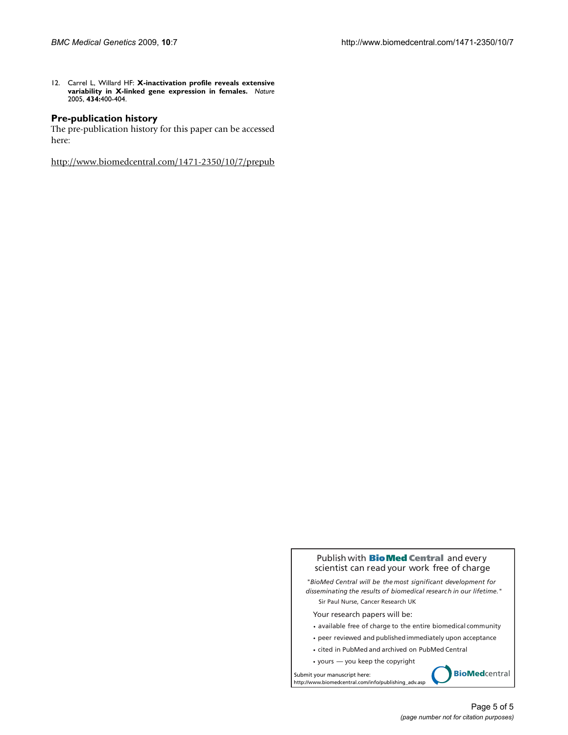12. Carrel L, Willard HF: **X-inactivation profile reveals extensive variability in X-linked gene expression in females.** *Nature* 2005, **434:**400-404.

## Pre-publication history

The pre-publication history for this paper can be accessed here:

http://www.biomedcentral.com/1471-2350/10/7/prepub

Publish with **BioMed Central** and every scientist can read your work free of charge

"*BioMed Central will be the most significant development for disseminating the results of biomedical research in our lifetime.*"

Sir Paul Nurse, Cancer Research UK

Your research papers will be:

- available free of charge to the entire biomedical community
- peer reviewed and published immediately upon acceptance
- cited in PubMed and archived on PubMed Central
- yours — you keep the copyright

Submit your manuscript here:
http://www.biomedcentral.com/info/publishing_adv.asp

**BioMed**central